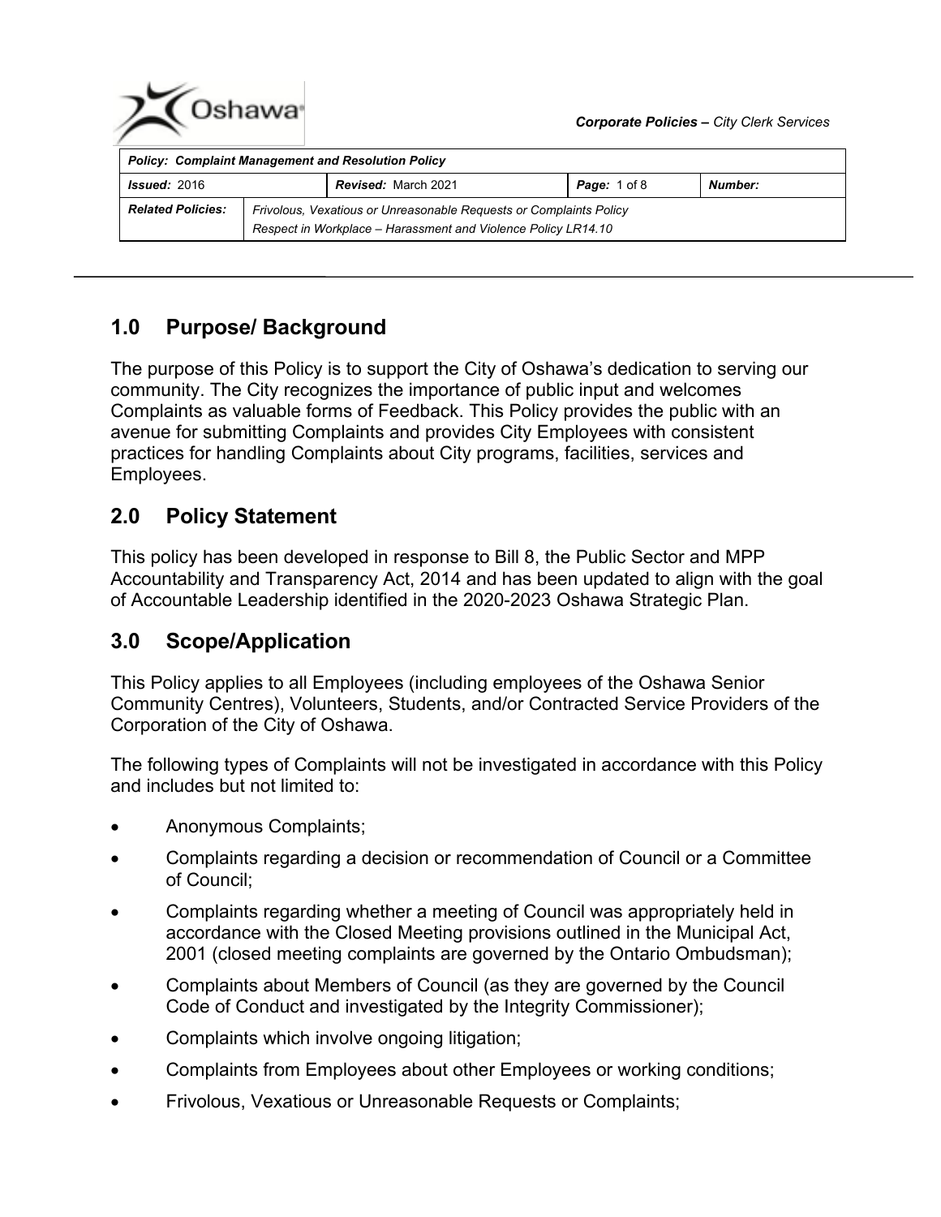Corporate Policies – City Clerk Services

| Policy: Complaint Management and Resolution Policy | | | | |
|---|---|---|---|---|
| **Issued:** 2016 | | **Revised:** March 2021 | **Page:** 1 of 8 | **Number:** |
| **Related Policies:** | Frivolous, Vexatious or Unreasonable Requests or Complaints Policy<br>Respect in Workplace – Harassment and Violence Policy LR14.10 | | | |

## 1.0 Purpose/ Background

The purpose of this Policy is to support the City of Oshawa's dedication to serving our community. The City recognizes the importance of public input and welcomes Complaints as valuable forms of Feedback. This Policy provides the public with an avenue for submitting Complaints and provides City Employees with consistent practices for handling Complaints about City programs, facilities, services and Employees.

## 2.0 Policy Statement

This policy has been developed in response to Bill 8, the Public Sector and MPP Accountability and Transparency Act, 2014 and has been updated to align with the goal of Accountable Leadership identified in the 2020-2023 Oshawa Strategic Plan.

## 3.0 Scope/Application

This Policy applies to all Employees (including employees of the Oshawa Senior Community Centres), Volunteers, Students, and/or Contracted Service Providers of the Corporation of the City of Oshawa.

The following types of Complaints will not be investigated in accordance with this Policy and includes but not limited to:

- Anonymous Complaints;
- Complaints regarding a decision or recommendation of Council or a Committee of Council;
- Complaints regarding whether a meeting of Council was appropriately held in accordance with the Closed Meeting provisions outlined in the Municipal Act, 2001 (closed meeting complaints are governed by the Ontario Ombudsman);
- Complaints about Members of Council (as they are governed by the Council Code of Conduct and investigated by the Integrity Commissioner);
- Complaints which involve ongoing litigation;
- Complaints from Employees about other Employees or working conditions;
- Frivolous, Vexatious or Unreasonable Requests or Complaints;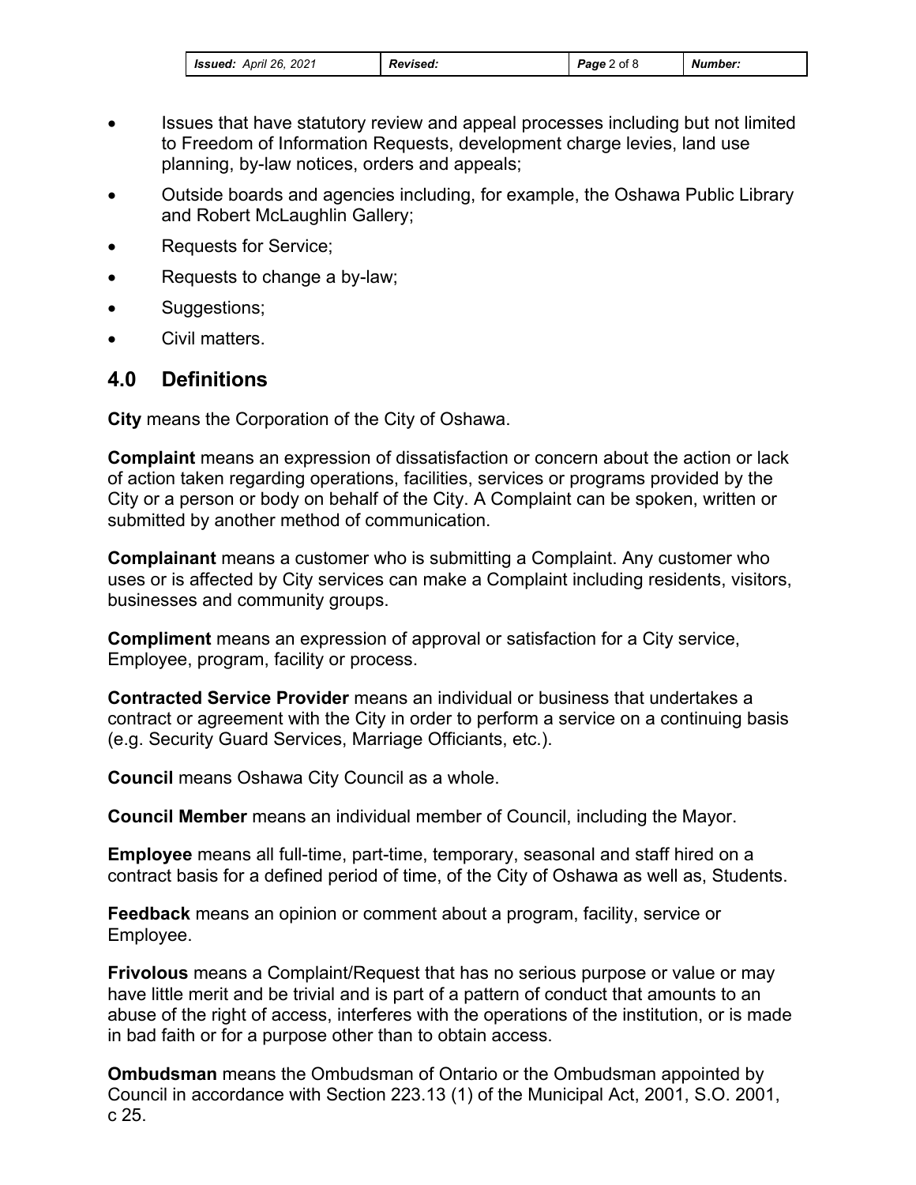- Issues that have statutory review and appeal processes including but not limited to Freedom of Information Requests, development charge levies, land use planning, by-law notices, orders and appeals;
- Outside boards and agencies including, for example, the Oshawa Public Library and Robert McLaughlin Gallery;
- Requests for Service;
- Requests to change a by-law;
- Suggestions;
- Civil matters.

## 4.0 Definitions

**City** means the Corporation of the City of Oshawa.

**Complaint** means an expression of dissatisfaction or concern about the action or lack of action taken regarding operations, facilities, services or programs provided by the City or a person or body on behalf of the City. A Complaint can be spoken, written or submitted by another method of communication.

**Complainant** means a customer who is submitting a Complaint. Any customer who uses or is affected by City services can make a Complaint including residents, visitors, businesses and community groups.

**Compliment** means an expression of approval or satisfaction for a City service, Employee, program, facility or process.

**Contracted Service Provider** means an individual or business that undertakes a contract or agreement with the City in order to perform a service on a continuing basis (e.g. Security Guard Services, Marriage Officiants, etc.).

**Council** means Oshawa City Council as a whole.

**Council Member** means an individual member of Council, including the Mayor.

**Employee** means all full-time, part-time, temporary, seasonal and staff hired on a contract basis for a defined period of time, of the City of Oshawa as well as, Students.

**Feedback** means an opinion or comment about a program, facility, service or Employee.

**Frivolous** means a Complaint/Request that has no serious purpose or value or may have little merit and be trivial and is part of a pattern of conduct that amounts to an abuse of the right of access, interferes with the operations of the institution, or is made in bad faith or for a purpose other than to obtain access.

**Ombudsman** means the Ombudsman of Ontario or the Ombudsman appointed by Council in accordance with Section 223.13 (1) of the Municipal Act, 2001, S.O. 2001, c 25.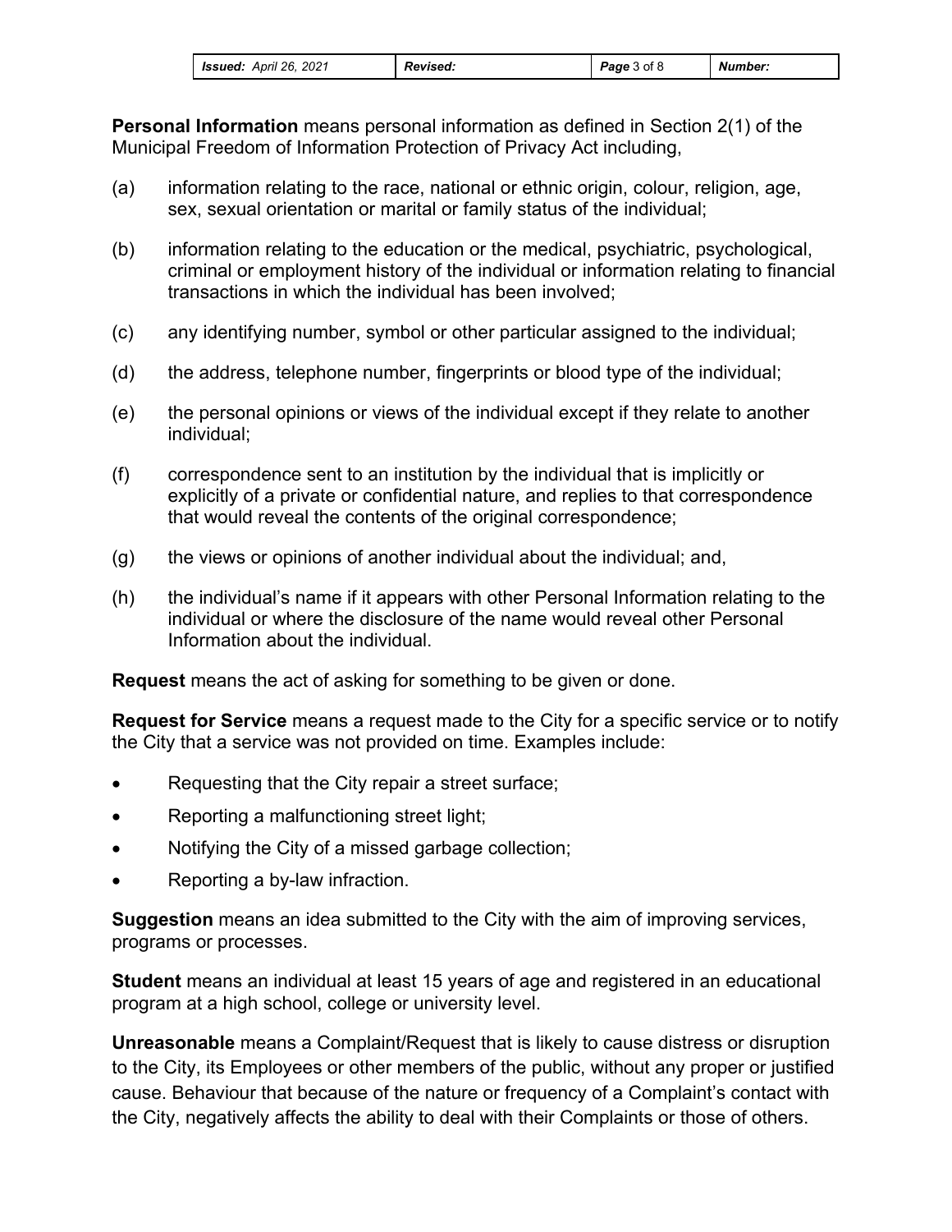**Personal Information** means personal information as defined in Section 2(1) of the Municipal Freedom of Information Protection of Privacy Act including,

(a) information relating to the race, national or ethnic origin, colour, religion, age, sex, sexual orientation or marital or family status of the individual;

(b) information relating to the education or the medical, psychiatric, psychological, criminal or employment history of the individual or information relating to financial transactions in which the individual has been involved;

(c) any identifying number, symbol or other particular assigned to the individual;

(d) the address, telephone number, fingerprints or blood type of the individual;

(e) the personal opinions or views of the individual except if they relate to another individual;

(f) correspondence sent to an institution by the individual that is implicitly or explicitly of a private or confidential nature, and replies to that correspondence that would reveal the contents of the original correspondence;

(g) the views or opinions of another individual about the individual; and,

(h) the individual's name if it appears with other Personal Information relating to the individual or where the disclosure of the name would reveal other Personal Information about the individual.

**Request** means the act of asking for something to be given or done.

**Request for Service** means a request made to the City for a specific service or to notify the City that a service was not provided on time. Examples include:

- Requesting that the City repair a street surface;
- Reporting a malfunctioning street light;
- Notifying the City of a missed garbage collection;
- Reporting a by-law infraction.

**Suggestion** means an idea submitted to the City with the aim of improving services, programs or processes.

**Student** means an individual at least 15 years of age and registered in an educational program at a high school, college or university level.

**Unreasonable** means a Complaint/Request that is likely to cause distress or disruption to the City, its Employees or other members of the public, without any proper or justified cause. Behaviour that because of the nature or frequency of a Complaint's contact with the City, negatively affects the ability to deal with their Complaints or those of others.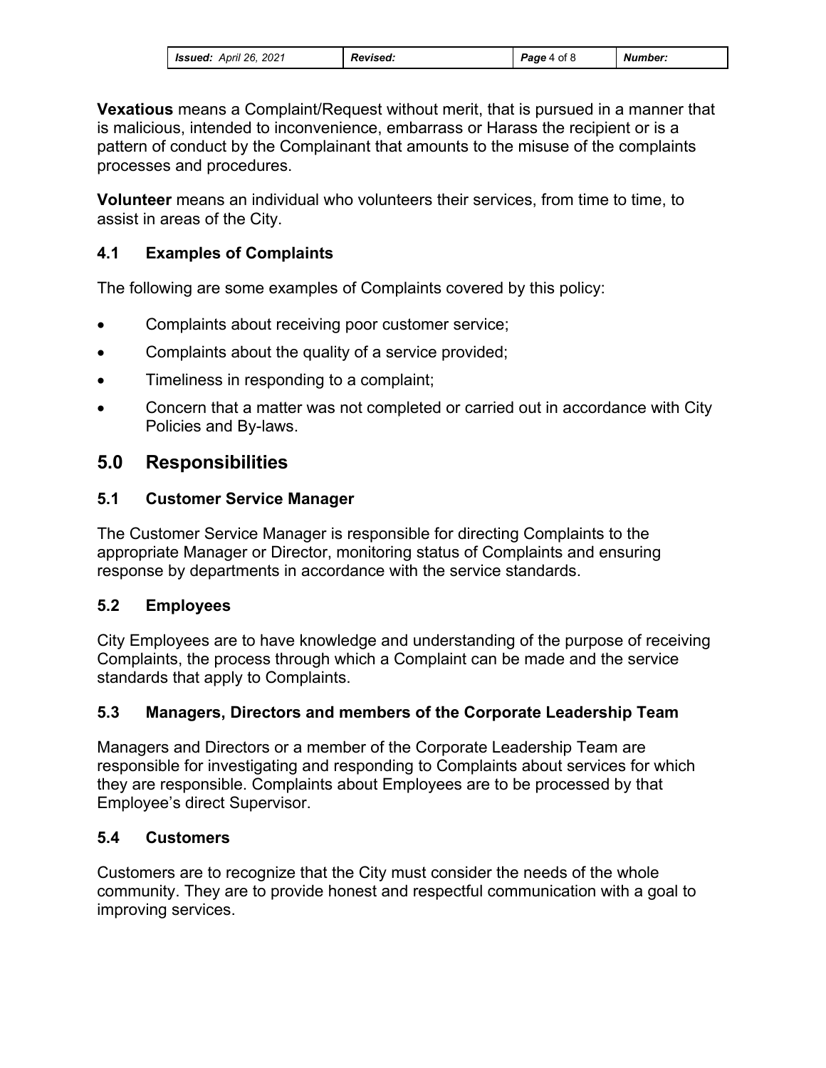**Vexatious** means a Complaint/Request without merit, that is pursued in a manner that is malicious, intended to inconvenience, embarrass or Harass the recipient or is a pattern of conduct by the Complainant that amounts to the misuse of the complaints processes and procedures.

**Volunteer** means an individual who volunteers their services, from time to time, to assist in areas of the City.

### 4.1 Examples of Complaints

The following are some examples of Complaints covered by this policy:

- Complaints about receiving poor customer service;
- Complaints about the quality of a service provided;
- Timeliness in responding to a complaint;
- Concern that a matter was not completed or carried out in accordance with City Policies and By-laws.

## 5.0 Responsibilities

### 5.1 Customer Service Manager

The Customer Service Manager is responsible for directing Complaints to the appropriate Manager or Director, monitoring status of Complaints and ensuring response by departments in accordance with the service standards.

### 5.2 Employees

City Employees are to have knowledge and understanding of the purpose of receiving Complaints, the process through which a Complaint can be made and the service standards that apply to Complaints.

### 5.3 Managers, Directors and members of the Corporate Leadership Team

Managers and Directors or a member of the Corporate Leadership Team are responsible for investigating and responding to Complaints about services for which they are responsible. Complaints about Employees are to be processed by that Employee's direct Supervisor.

### 5.4 Customers

Customers are to recognize that the City must consider the needs of the whole community. They are to provide honest and respectful communication with a goal to improving services.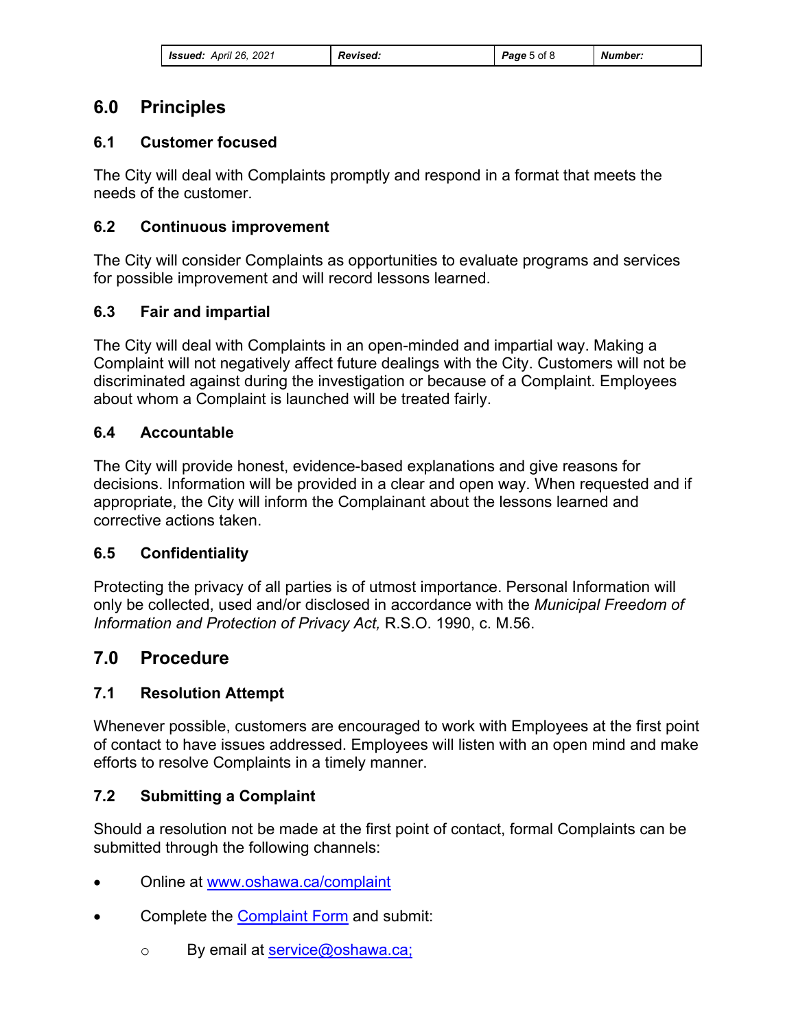## 6.0 Principles

### 6.1 Customer focused

The City will deal with Complaints promptly and respond in a format that meets the needs of the customer.

### 6.2 Continuous improvement

The City will consider Complaints as opportunities to evaluate programs and services for possible improvement and will record lessons learned.

### 6.3 Fair and impartial

The City will deal with Complaints in an open-minded and impartial way. Making a Complaint will not negatively affect future dealings with the City. Customers will not be discriminated against during the investigation or because of a Complaint. Employees about whom a Complaint is launched will be treated fairly.

### 6.4 Accountable

The City will provide honest, evidence-based explanations and give reasons for decisions. Information will be provided in a clear and open way. When requested and if appropriate, the City will inform the Complainant about the lessons learned and corrective actions taken.

### 6.5 Confidentiality

Protecting the privacy of all parties is of utmost importance. Personal Information will only be collected, used and/or disclosed in accordance with the *Municipal Freedom of Information and Protection of Privacy Act,* R.S.O. 1990, c. M.56.

## 7.0 Procedure

### 7.1 Resolution Attempt

Whenever possible, customers are encouraged to work with Employees at the first point of contact to have issues addressed. Employees will listen with an open mind and make efforts to resolve Complaints in a timely manner.

### 7.2 Submitting a Complaint

Should a resolution not be made at the first point of contact, formal Complaints can be submitted through the following channels:

- Online at [www.oshawa.ca/complaint](www.oshawa.ca/complaint)
- Complete the Complaint Form and submit:
  - By email at service@oshawa.ca;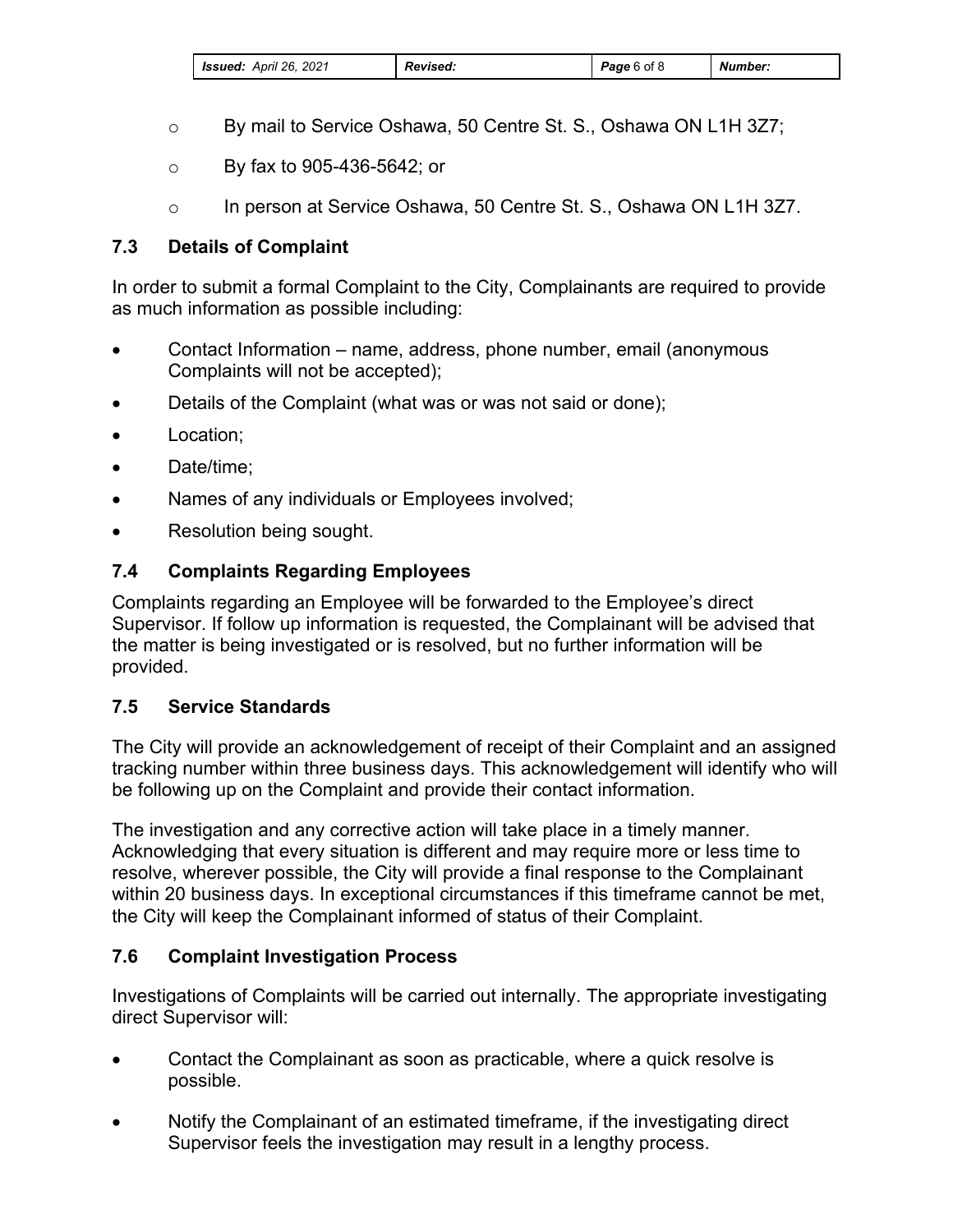- By mail to Service Oshawa, 50 Centre St. S., Oshawa ON L1H 3Z7;
- By fax to 905-436-5642; or
- In person at Service Oshawa, 50 Centre St. S., Oshawa ON L1H 3Z7.

### 7.3 Details of Complaint

In order to submit a formal Complaint to the City, Complainants are required to provide as much information as possible including:

- Contact Information – name, address, phone number, email (anonymous Complaints will not be accepted);
- Details of the Complaint (what was or was not said or done);
- Location;
- Date/time;
- Names of any individuals or Employees involved;
- Resolution being sought.

### 7.4 Complaints Regarding Employees

Complaints regarding an Employee will be forwarded to the Employee's direct Supervisor. If follow up information is requested, the Complainant will be advised that the matter is being investigated or is resolved, but no further information will be provided.

### 7.5 Service Standards

The City will provide an acknowledgement of receipt of their Complaint and an assigned tracking number within three business days. This acknowledgement will identify who will be following up on the Complaint and provide their contact information.

The investigation and any corrective action will take place in a timely manner. Acknowledging that every situation is different and may require more or less time to resolve, wherever possible, the City will provide a final response to the Complainant within 20 business days. In exceptional circumstances if this timeframe cannot be met, the City will keep the Complainant informed of status of their Complaint.

### 7.6 Complaint Investigation Process

Investigations of Complaints will be carried out internally. The appropriate investigating direct Supervisor will:

- Contact the Complainant as soon as practicable, where a quick resolve is possible.
- Notify the Complainant of an estimated timeframe, if the investigating direct Supervisor feels the investigation may result in a lengthy process.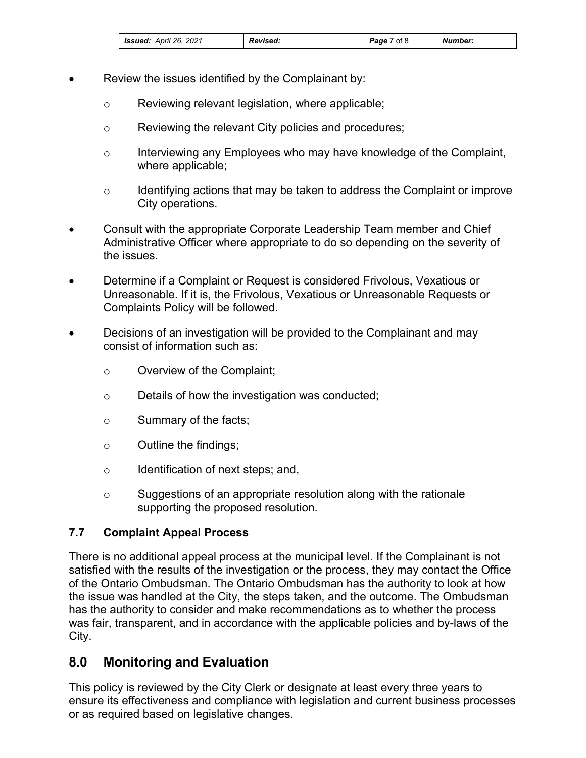- Review the issues identified by the Complainant by:
  - Reviewing relevant legislation, where applicable;
  - Reviewing the relevant City policies and procedures;
  - Interviewing any Employees who may have knowledge of the Complaint, where applicable;
  - Identifying actions that may be taken to address the Complaint or improve City operations.
- Consult with the appropriate Corporate Leadership Team member and Chief Administrative Officer where appropriate to do so depending on the severity of the issues.
- Determine if a Complaint or Request is considered Frivolous, Vexatious or Unreasonable. If it is, the Frivolous, Vexatious or Unreasonable Requests or Complaints Policy will be followed.
- Decisions of an investigation will be provided to the Complainant and may consist of information such as:
  - Overview of the Complaint;
  - Details of how the investigation was conducted;
  - Summary of the facts;
  - Outline the findings;
  - Identification of next steps; and,
  - Suggestions of an appropriate resolution along with the rationale supporting the proposed resolution.

### 7.7 Complaint Appeal Process

There is no additional appeal process at the municipal level. If the Complainant is not satisfied with the results of the investigation or the process, they may contact the Office of the Ontario Ombudsman. The Ontario Ombudsman has the authority to look at how the issue was handled at the City, the steps taken, and the outcome. The Ombudsman has the authority to consider and make recommendations as to whether the process was fair, transparent, and in accordance with the applicable policies and by-laws of the City.

## 8.0 Monitoring and Evaluation

This policy is reviewed by the City Clerk or designate at least every three years to ensure its effectiveness and compliance with legislation and current business processes or as required based on legislative changes.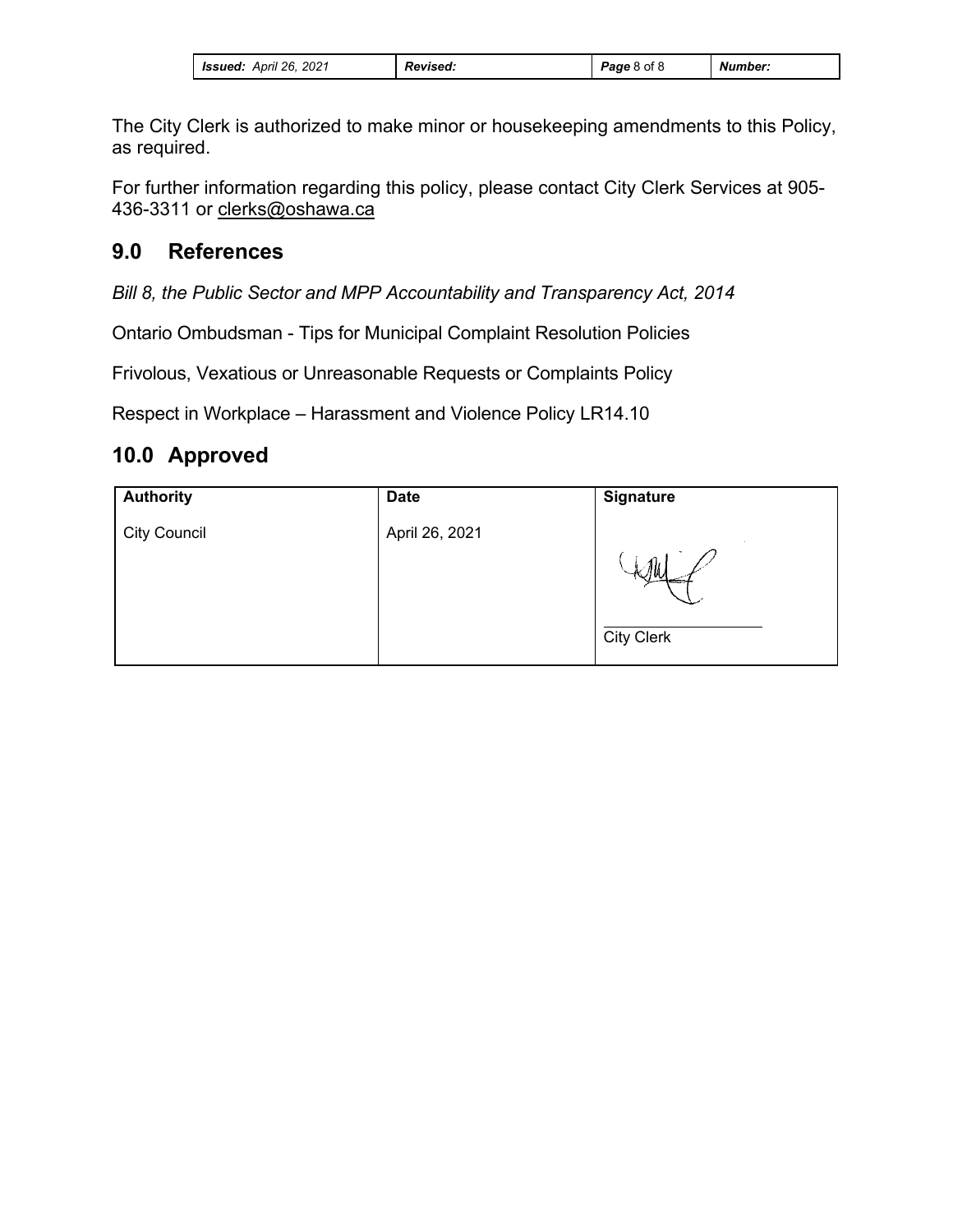The City Clerk is authorized to make minor or housekeeping amendments to this Policy, as required.

For further information regarding this policy, please contact City Clerk Services at 905-436-3311 or clerks@oshawa.ca

## 9.0 References

*Bill 8, the Public Sector and MPP Accountability and Transparency Act, 2014*

Ontario Ombudsman - Tips for Municipal Complaint Resolution Policies

Frivolous, Vexatious or Unreasonable Requests or Complaints Policy

Respect in Workplace – Harassment and Violence Policy LR14.10

## 10.0 Approved

| Authority | Date | Signature |
|---|---|---|
| City Council | April 26, 2021 | City Clerk |